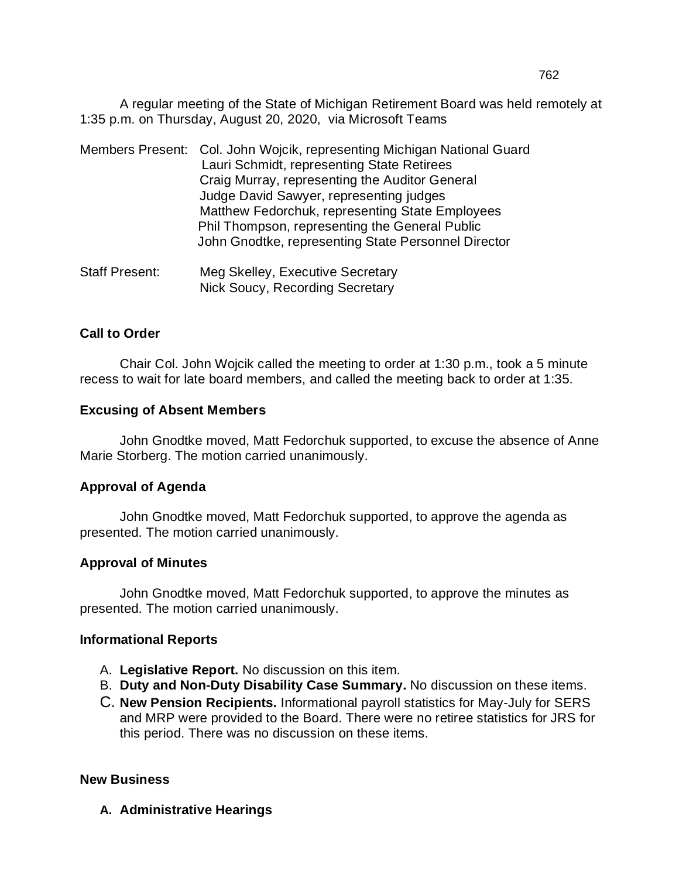A regular meeting of the State of Michigan Retirement Board was held remotely at 1:35 p.m. on Thursday, August 20, 2020, via Microsoft Teams

Members Present: Col. John Wojcik, representing Michigan National Guard
Lauri Schmidt, representing State Retirees
Craig Murray, representing the Auditor General
Judge David Sawyer, representing judges
Matthew Fedorchuk, representing State Employees
Phil Thompson, representing the General Public
John Gnodtke, representing State Personnel Director

Staff Present: Meg Skelley, Executive Secretary
Nick Soucy, Recording Secretary

## Call to Order

Chair Col. John Wojcik called the meeting to order at 1:30 p.m., took a 5 minute recess to wait for late board members, and called the meeting back to order at 1:35.

## Excusing of Absent Members

John Gnodtke moved, Matt Fedorchuk supported, to excuse the absence of Anne Marie Storberg. The motion carried unanimously.

## Approval of Agenda

John Gnodtke moved, Matt Fedorchuk supported, to approve the agenda as presented. The motion carried unanimously.

## Approval of Minutes

John Gnodtke moved, Matt Fedorchuk supported, to approve the minutes as presented. The motion carried unanimously.

## Informational Reports

A. **Legislative Report.** No discussion on this item.
B. **Duty and Non-Duty Disability Case Summary.** No discussion on these items.
C. **New Pension Recipients.** Informational payroll statistics for May-July for SERS and MRP were provided to the Board. There were no retiree statistics for JRS for this period. There was no discussion on these items.

## New Business

**A. Administrative Hearings**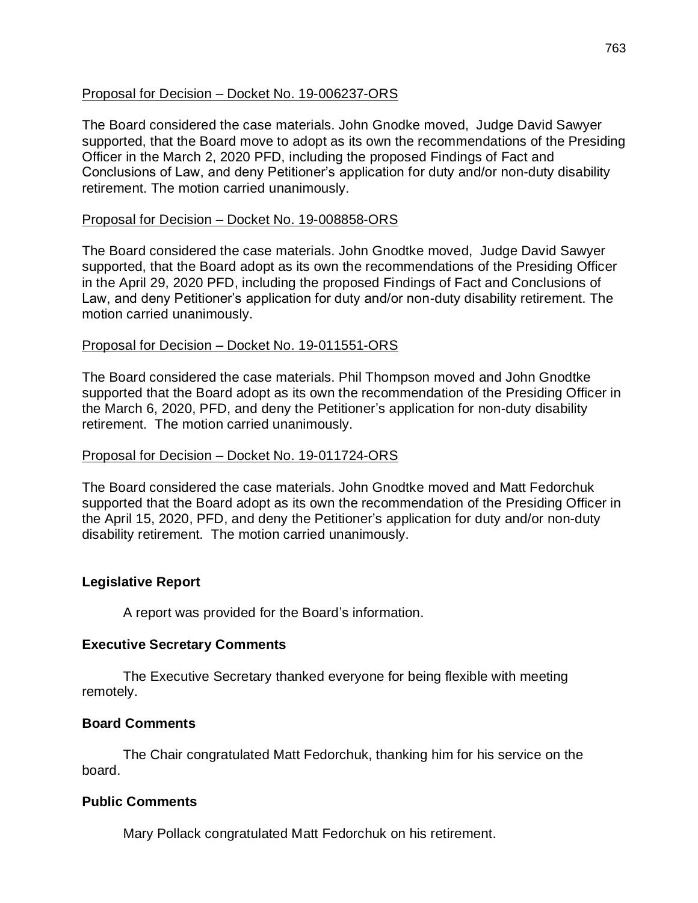Proposal for Decision – Docket No. 19-006237-ORS

The Board considered the case materials. John Gnodke moved, Judge David Sawyer supported, that the Board move to adopt as its own the recommendations of the Presiding Officer in the March 2, 2020 PFD, including the proposed Findings of Fact and Conclusions of Law, and deny Petitioner's application for duty and/or non-duty disability retirement. The motion carried unanimously.

Proposal for Decision – Docket No. 19-008858-ORS

The Board considered the case materials. John Gnodtke moved, Judge David Sawyer supported, that the Board adopt as its own the recommendations of the Presiding Officer in the April 29, 2020 PFD, including the proposed Findings of Fact and Conclusions of Law, and deny Petitioner's application for duty and/or non-duty disability retirement. The motion carried unanimously.

Proposal for Decision – Docket No. 19-011551-ORS

The Board considered the case materials. Phil Thompson moved and John Gnodtke supported that the Board adopt as its own the recommendation of the Presiding Officer in the March 6, 2020, PFD, and deny the Petitioner's application for non-duty disability retirement. The motion carried unanimously.

Proposal for Decision – Docket No. 19-011724-ORS

The Board considered the case materials. John Gnodtke moved and Matt Fedorchuk supported that the Board adopt as its own the recommendation of the Presiding Officer in the April 15, 2020, PFD, and deny the Petitioner's application for duty and/or non-duty disability retirement. The motion carried unanimously.

**Legislative Report**

A report was provided for the Board's information.

**Executive Secretary Comments**

The Executive Secretary thanked everyone for being flexible with meeting remotely.

**Board Comments**

The Chair congratulated Matt Fedorchuk, thanking him for his service on the board.

**Public Comments**

Mary Pollack congratulated Matt Fedorchuk on his retirement.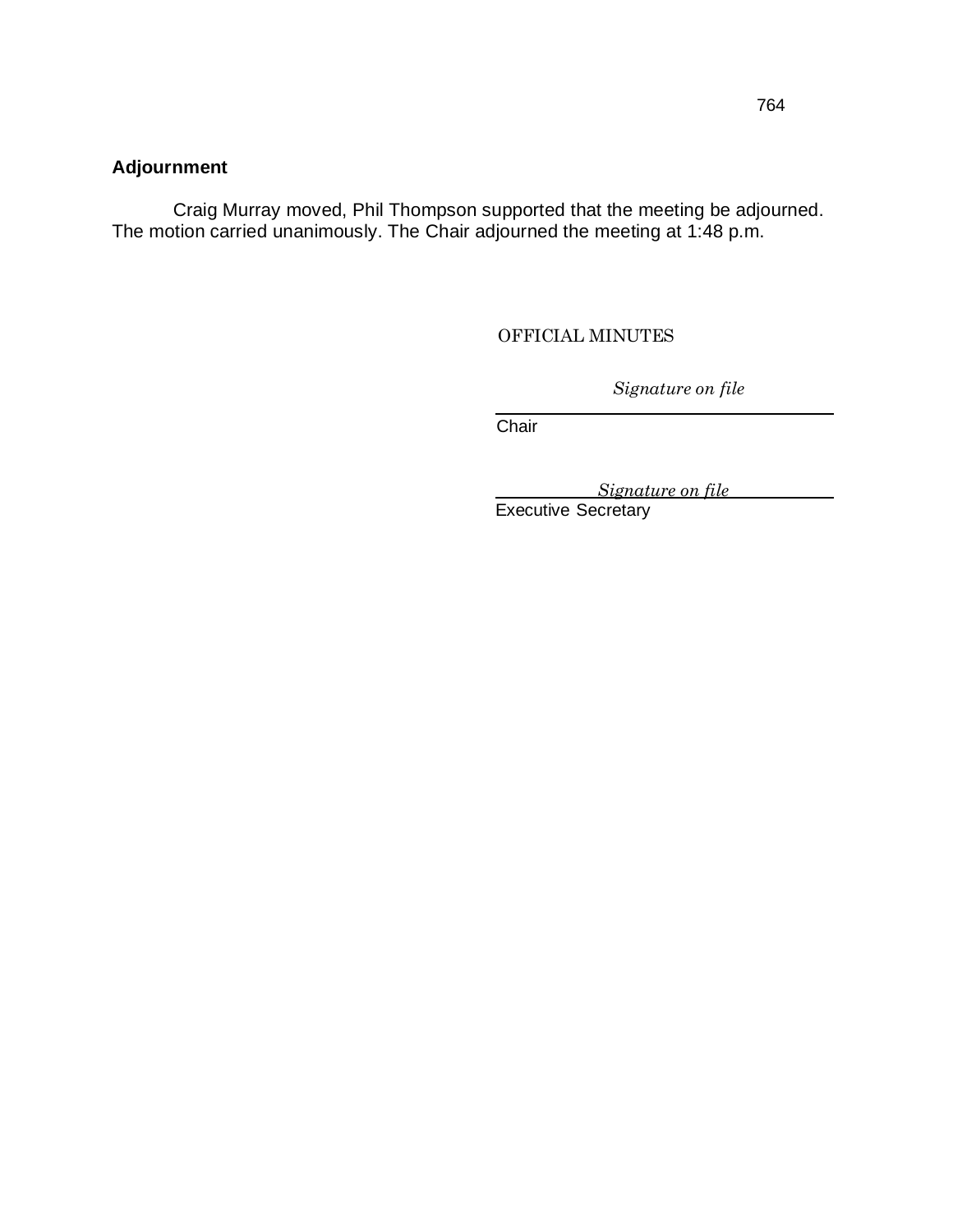## Adjournment

Craig Murray moved, Phil Thompson supported that the meeting be adjourned. The motion carried unanimously. The Chair adjourned the meeting at 1:48 p.m.

OFFICIAL MINUTES

*Signature on file*

Chair

*Signature on file*

Executive Secretary